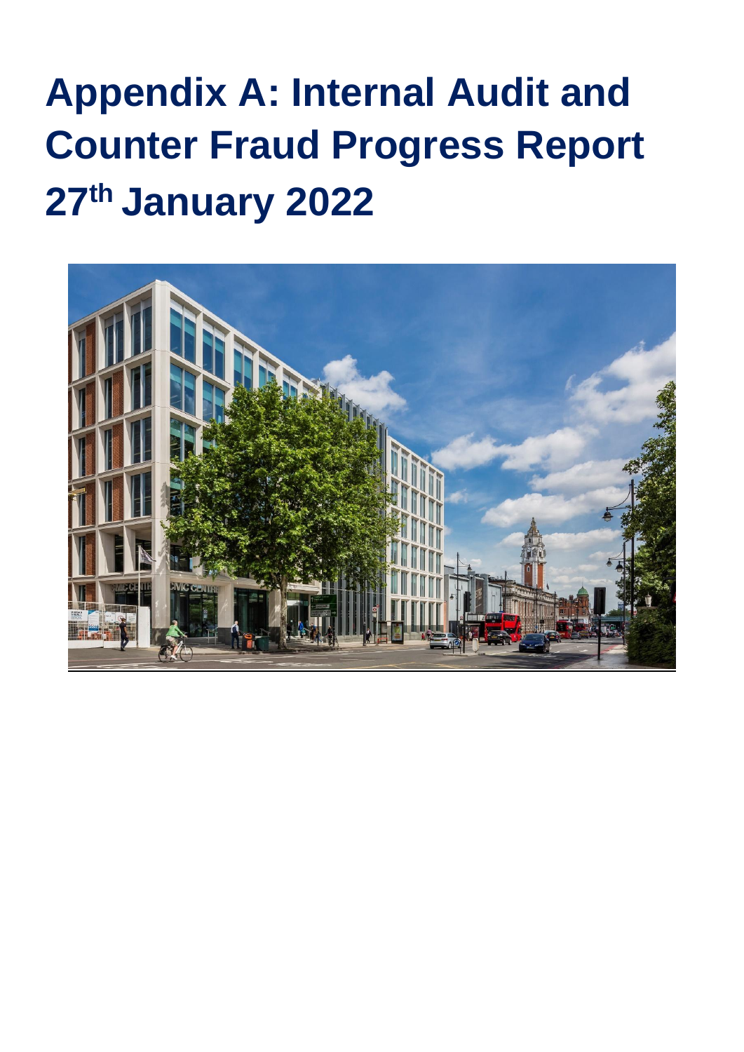# Appendix A: Internal Audit and Counter Fraud Progress Report 27th January 2022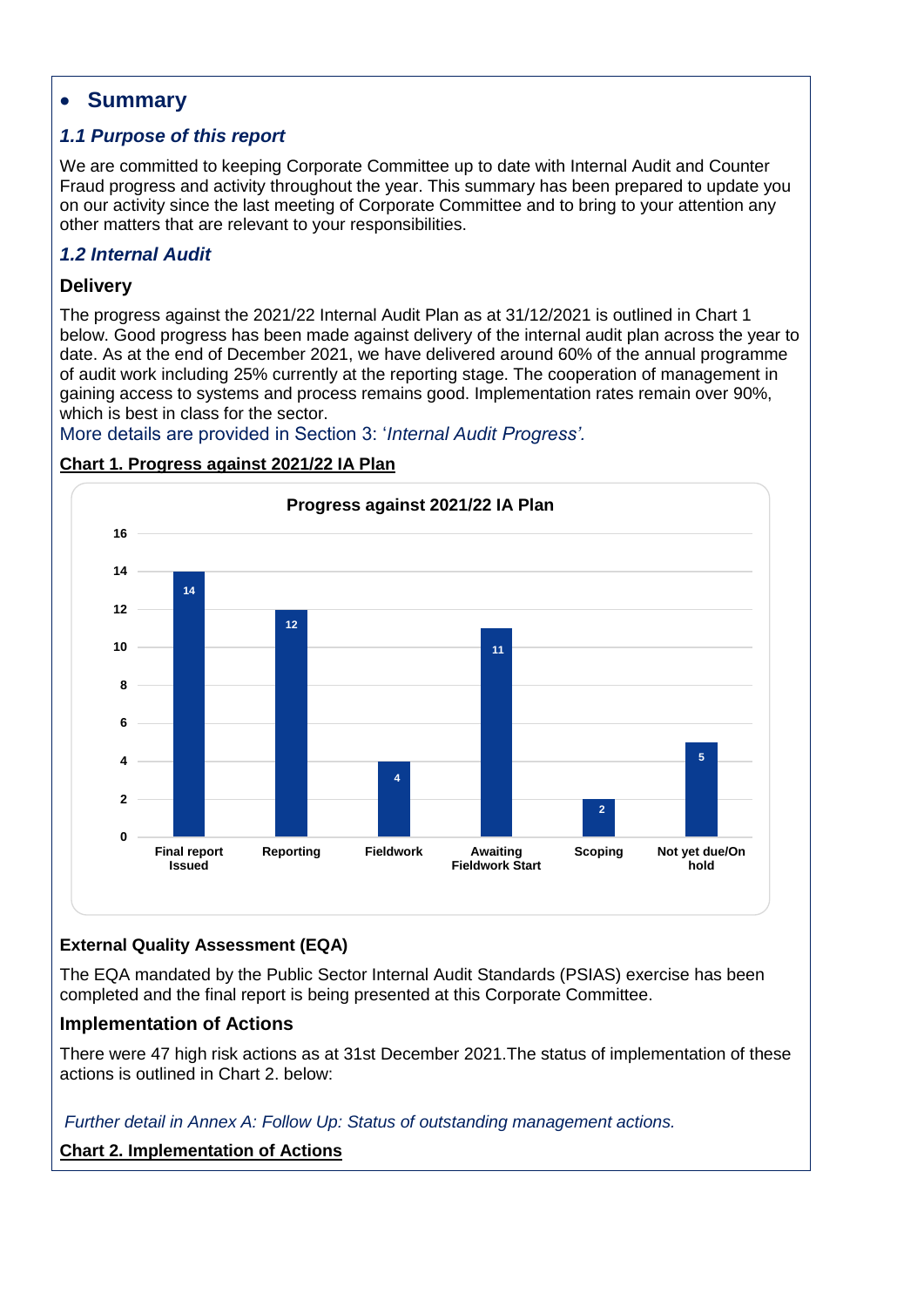# • Summary

## *1.1 Purpose of this report*

We are committed to keeping Corporate Committee up to date with Internal Audit and Counter Fraud progress and activity throughout the year. This summary has been prepared to update you on our activity since the last meeting of Corporate Committee and to bring to your attention any other matters that are relevant to your responsibilities.

## *1.2 Internal Audit*

### Delivery

The progress against the 2021/22 Internal Audit Plan as at 31/12/2021 is outlined in Chart 1 below. Good progress has been made against delivery of the internal audit plan across the year to date. As at the end of December 2021, we have delivered around 60% of the annual programme of audit work including 25% currently at the reporting stage. The cooperation of management in gaining access to systems and process remains good. Implementation rates remain over 90%, which is best in class for the sector.

More details are provided in Section 3: '*Internal Audit Progress'.*

**Chart 1. Progress against 2021/22 IA Plan**

**Progress against 2021/22 IA Plan**

| Stage | Number |
|---|---|
| Final report Issued | 14 |
| Reporting | 12 |
| Fieldwork | 4 |
| Awaiting Fieldwork Start | 11 |
| Scoping | 2 |
| Not yet due/On hold | 5 |

### External Quality Assessment (EQA)

The EQA mandated by the Public Sector Internal Audit Standards (PSIAS) exercise has been completed and the final report is being presented at this Corporate Committee.

### Implementation of Actions

There were 47 high risk actions as at 31st December 2021.The status of implementation of these actions is outlined in Chart 2. below:

*Further detail in Annex A: Follow Up: Status of outstanding management actions.*

**Chart 2. Implementation of Actions**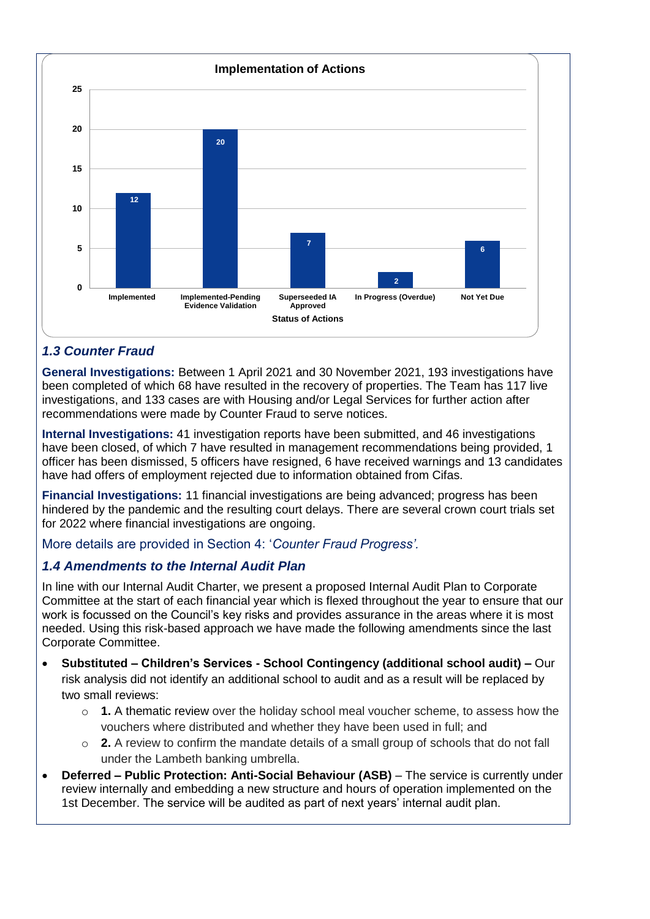**Implementation of Actions**

| Status of Actions | Number |
|---|---|
| Implemented | 12 |
| Implemented-Pending Evidence Validation | 20 |
| Superseeded IA Approved | 7 |
| In Progress (Overdue) | 2 |
| Not Yet Due | 6 |

### *1.3 Counter Fraud*

**General Investigations:** Between 1 April 2021 and 30 November 2021, 193 investigations have been completed of which 68 have resulted in the recovery of properties. The Team has 117 live investigations, and 133 cases are with Housing and/or Legal Services for further action after recommendations were made by Counter Fraud to serve notices.

**Internal Investigations:** 41 investigation reports have been submitted, and 46 investigations have been closed, of which 7 have resulted in management recommendations being provided, 1 officer has been dismissed, 5 officers have resigned, 6 have received warnings and 13 candidates have had offers of employment rejected due to information obtained from Cifas.

**Financial Investigations:** 11 financial investigations are being advanced; progress has been hindered by the pandemic and the resulting court delays. There are several crown court trials set for 2022 where financial investigations are ongoing.

More details are provided in Section 4: '*Counter Fraud Progress'.*

### *1.4 Amendments to the Internal Audit Plan*

In line with our Internal Audit Charter, we present a proposed Internal Audit Plan to Corporate Committee at the start of each financial year which is flexed throughout the year to ensure that our work is focussed on the Council's key risks and provides assurance in the areas where it is most needed. Using this risk-based approach we have made the following amendments since the last Corporate Committee.

- **Substituted – Children's Services - School Contingency (additional school audit) –** Our risk analysis did not identify an additional school to audit and as a result will be replaced by two small reviews:
  - **1.** A thematic review over the holiday school meal voucher scheme, to assess how the vouchers where distributed and whether they have been used in full; and
  - **2.** A review to confirm the mandate details of a small group of schools that do not fall under the Lambeth banking umbrella.
- **Deferred – Public Protection: Anti-Social Behaviour (ASB)** – The service is currently under review internally and embedding a new structure and hours of operation implemented on the 1st December. The service will be audited as part of next years' internal audit plan.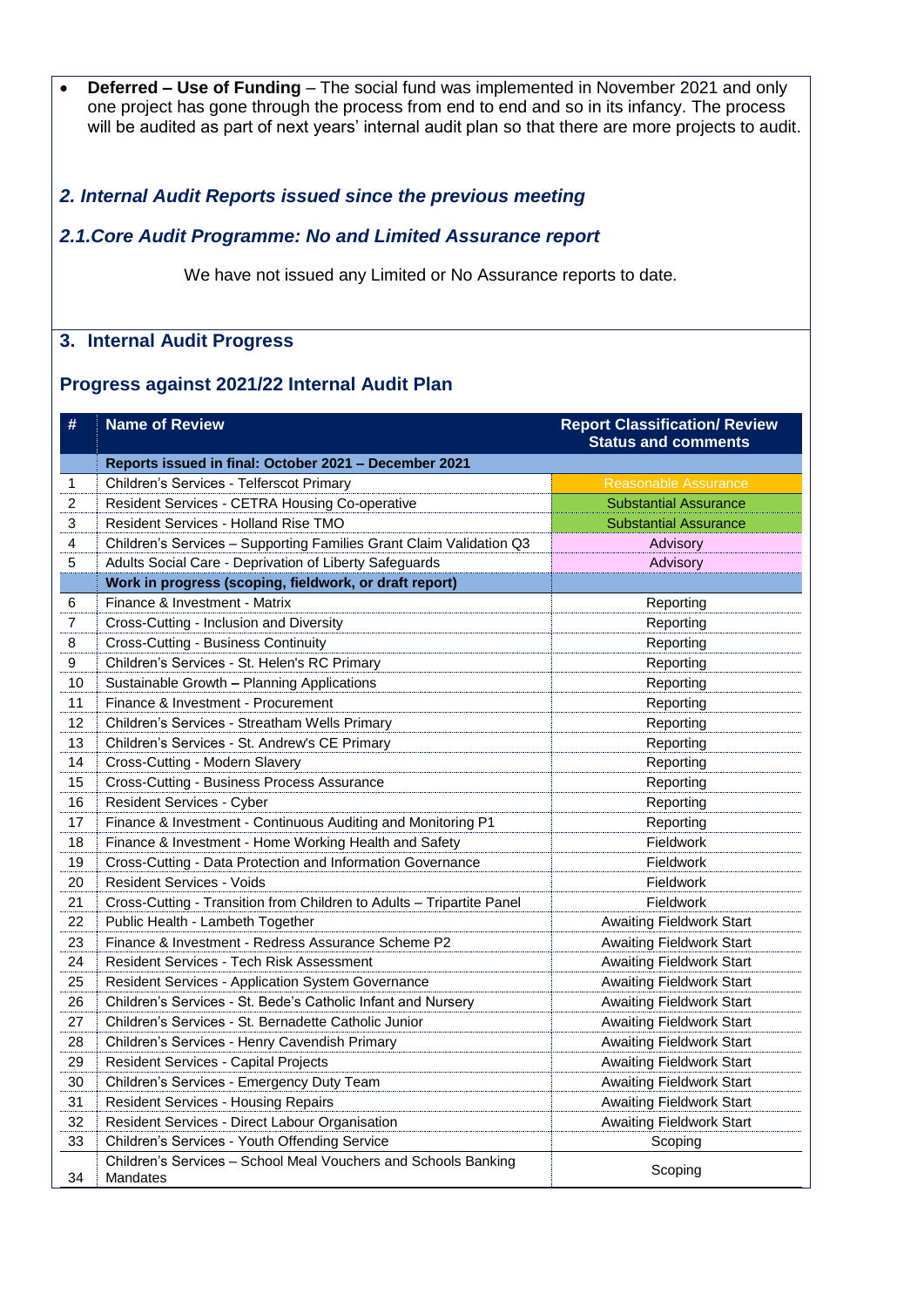- **Deferred – Use of Funding** – The social fund was implemented in November 2021 and only one project has gone through the process from end to end and so in its infancy. The process will be audited as part of next years' internal audit plan so that there are more projects to audit.

## *2. Internal Audit Reports issued since the previous meeting*

## *2.1.Core Audit Programme: No and Limited Assurance report*

We have not issued any Limited or No Assurance reports to date.

## 3. Internal Audit Progress

### Progress against 2021/22 Internal Audit Plan

| # | Name of Review | Report Classification/ Review Status and comments |
|---|---|---|
| | **Reports issued in final: October 2021 – December 2021** | |
| 1 | Children's Services - Telferscot Primary | Reasonable Assurance |
| 2 | Resident Services - CETRA Housing Co-operative | Substantial Assurance |
| 3 | Resident Services - Holland Rise TMO | Substantial Assurance |
| 4 | Children's Services – Supporting Families Grant Claim Validation Q3 | Advisory |
| 5 | Adults Social Care - Deprivation of Liberty Safeguards | Advisory |
| | **Work in progress (scoping, fieldwork, or draft report)** | |
| 6 | Finance & Investment - Matrix | Reporting |
| 7 | Cross-Cutting - Inclusion and Diversity | Reporting |
| 8 | Cross-Cutting - Business Continuity | Reporting |
| 9 | Children's Services - St. Helen's RC Primary | Reporting |
| 10 | Sustainable Growth – Planning Applications | Reporting |
| 11 | Finance & Investment - Procurement | Reporting |
| 12 | Children's Services - Streatham Wells Primary | Reporting |
| 13 | Children's Services - St. Andrew's CE Primary | Reporting |
| 14 | Cross-Cutting - Modern Slavery | Reporting |
| 15 | Cross-Cutting - Business Process Assurance | Reporting |
| 16 | Resident Services - Cyber | Reporting |
| 17 | Finance & Investment - Continuous Auditing and Monitoring P1 | Reporting |
| 18 | Finance & Investment - Home Working Health and Safety | Fieldwork |
| 19 | Cross-Cutting - Data Protection and Information Governance | Fieldwork |
| 20 | Resident Services - Voids | Fieldwork |
| 21 | Cross-Cutting - Transition from Children to Adults – Tripartite Panel | Fieldwork |
| 22 | Public Health - Lambeth Together | Awaiting Fieldwork Start |
| 23 | Finance & Investment - Redress Assurance Scheme P2 | Awaiting Fieldwork Start |
| 24 | Resident Services - Tech Risk Assessment | Awaiting Fieldwork Start |
| 25 | Resident Services - Application System Governance | Awaiting Fieldwork Start |
| 26 | Children's Services - St. Bede's Catholic Infant and Nursery | Awaiting Fieldwork Start |
| 27 | Children's Services - St. Bernadette Catholic Junior | Awaiting Fieldwork Start |
| 28 | Children's Services - Henry Cavendish Primary | Awaiting Fieldwork Start |
| 29 | Resident Services - Capital Projects | Awaiting Fieldwork Start |
| 30 | Children's Services - Emergency Duty Team | Awaiting Fieldwork Start |
| 31 | Resident Services - Housing Repairs | Awaiting Fieldwork Start |
| 32 | Resident Services - Direct Labour Organisation | Awaiting Fieldwork Start |
| 33 | Children's Services - Youth Offending Service | Scoping |
| 34 | Children's Services – School Meal Vouchers and Schools Banking Mandates | Scoping |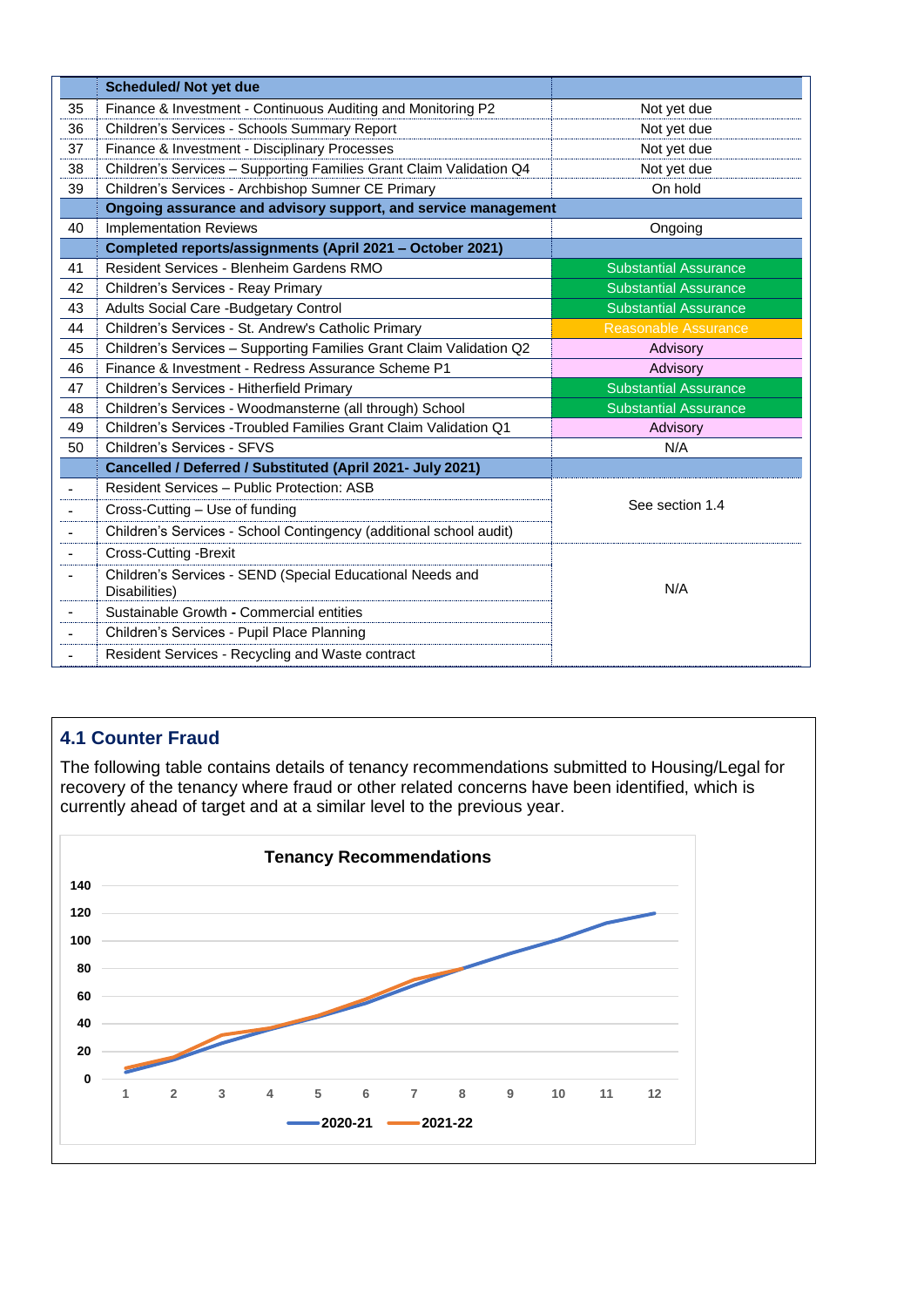| | Scheduled/ Not yet due | |
|---|---|---|
| 35 | Finance & Investment - Continuous Auditing and Monitoring P2 | Not yet due |
| 36 | Children's Services - Schools Summary Report | Not yet due |
| 37 | Finance & Investment - Disciplinary Processes | Not yet due |
| 38 | Children's Services – Supporting Families Grant Claim Validation Q4 | Not yet due |
| 39 | Children's Services - Archbishop Sumner CE Primary | On hold |
| | **Ongoing assurance and advisory support, and service management** | |
| 40 | Implementation Reviews | Ongoing |
| | **Completed reports/assignments (April 2021 – October 2021)** | |
| 41 | Resident Services - Blenheim Gardens RMO | Substantial Assurance |
| 42 | Children's Services - Reay Primary | Substantial Assurance |
| 43 | Adults Social Care -Budgetary Control | Substantial Assurance |
| 44 | Children's Services - St. Andrew's Catholic Primary | Reasonable Assurance |
| 45 | Children's Services – Supporting Families Grant Claim Validation Q2 | Advisory |
| 46 | Finance & Investment - Redress Assurance Scheme P1 | Advisory |
| 47 | Children's Services - Hitherfield Primary | Substantial Assurance |
| 48 | Children's Services - Woodmansterne (all through) School | Substantial Assurance |
| 49 | Children's Services -Troubled Families Grant Claim Validation Q1 | Advisory |
| 50 | Children's Services - SFVS | N/A |
| | **Cancelled / Deferred / Substituted (April 2021- July 2021)** | |
| - | Resident Services – Public Protection: ASB | See section 1.4 |
| - | Cross-Cutting – Use of funding | |
| - | Children's Services - School Contingency (additional school audit) | |
| - | Cross-Cutting -Brexit | N/A |
| - | Children's Services - SEND (Special Educational Needs and Disabilities) | |
| - | Sustainable Growth - Commercial entities | |
| - | Children's Services - Pupil Place Planning | |
| - | Resident Services - Recycling and Waste contract | |

## 4.1 Counter Fraud

The following table contains details of tenancy recommendations submitted to Housing/Legal for recovery of the tenancy where fraud or other related concerns have been identified, which is currently ahead of target and at a similar level to the previous year.

**Tenancy Recommendations**

(Line chart: x-axis months 1–12; y-axis 0–140; series 2020-21 and 2021-22)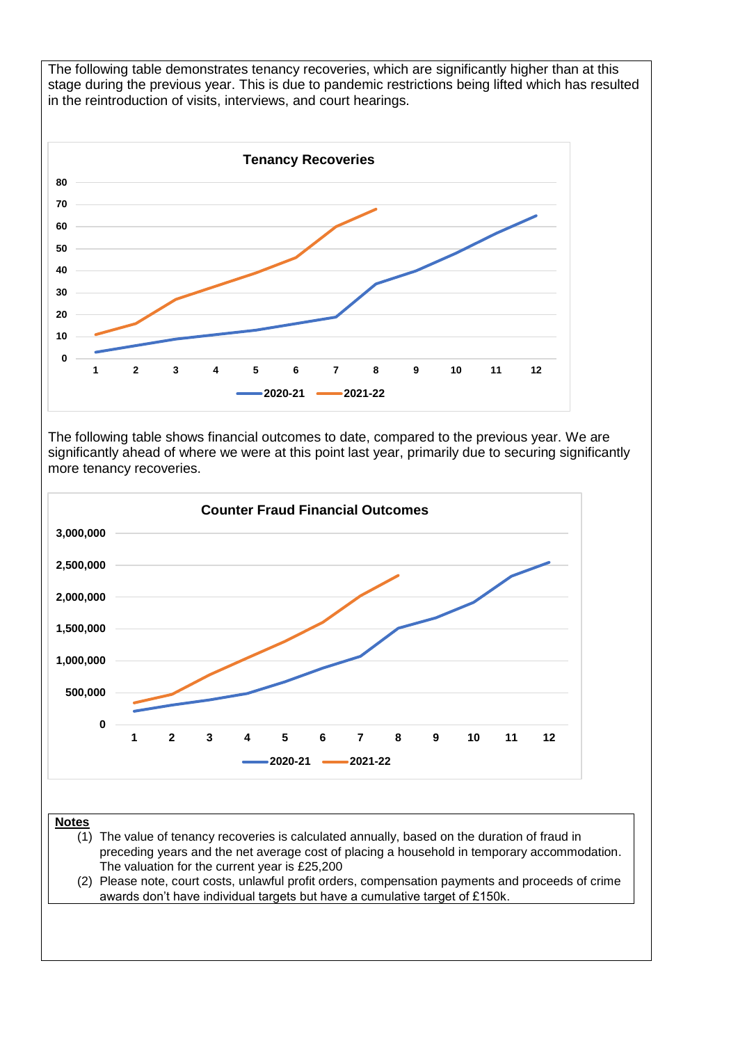The following table demonstrates tenancy recoveries, which are significantly higher than at this stage during the previous year. This is due to pandemic restrictions being lifted which has resulted in the reintroduction of visits, interviews, and court hearings.

**Tenancy Recoveries**

The following table shows financial outcomes to date, compared to the previous year. We are significantly ahead of where we were at this point last year, primarily due to securing significantly more tenancy recoveries.

**Counter Fraud Financial Outcomes**

**Notes**

(1) The value of tenancy recoveries is calculated annually, based on the duration of fraud in preceding years and the net average cost of placing a household in temporary accommodation. The valuation for the current year is £25,200

(2) Please note, court costs, unlawful profit orders, compensation payments and proceeds of crime awards don't have individual targets but have a cumulative target of £150k.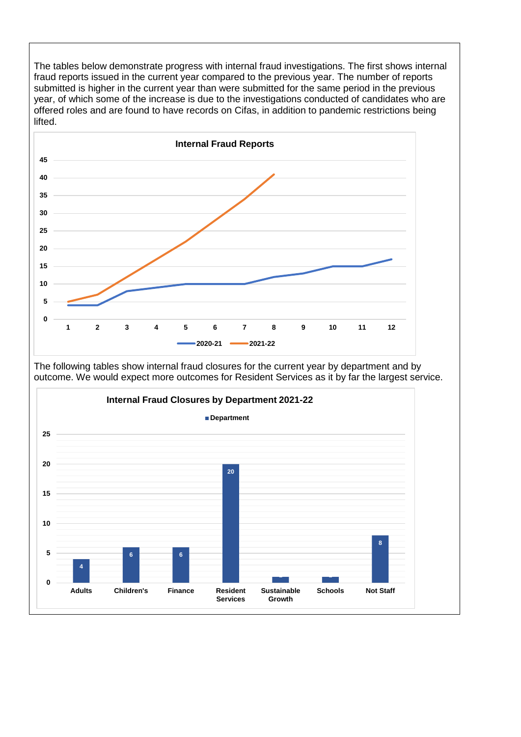The tables below demonstrate progress with internal fraud investigations. The first shows internal fraud reports issued in the current year compared to the previous year. The number of reports submitted is higher in the current year than were submitted for the same period in the previous year, of which some of the increase is due to the investigations conducted of candidates who are offered roles and are found to have records on Cifas, in addition to pandemic restrictions being lifted.

**Internal Fraud Reports**

| Month | 2020-21 | 2021-22 |
|---|---|---|
| 1 | 4 | 5 |
| 2 | 4 | 7 |
| 3 | 8 | 12 |
| 4 | 9 | 17 |
| 5 | 10 | 22 |
| 6 | 10 | 28 |
| 7 | 10 | 34 |
| 8 | 12 | 41 |
| 9 | 13 | |
| 10 | 15 | |
| 11 | 15 | |
| 12 | 17 | |

The following tables show internal fraud closures for the current year by department and by outcome. We would expect more outcomes for Resident Services as it by far the largest service.

**Internal Fraud Closures by Department 2021-22**

| Department | Closures |
|---|---|
| Adults | 4 |
| Children's | 6 |
| Finance | 6 |
| Resident Services | 20 |
| Sustainable Growth | 1 |
| Schools | 1 |
| Not Staff | 8 |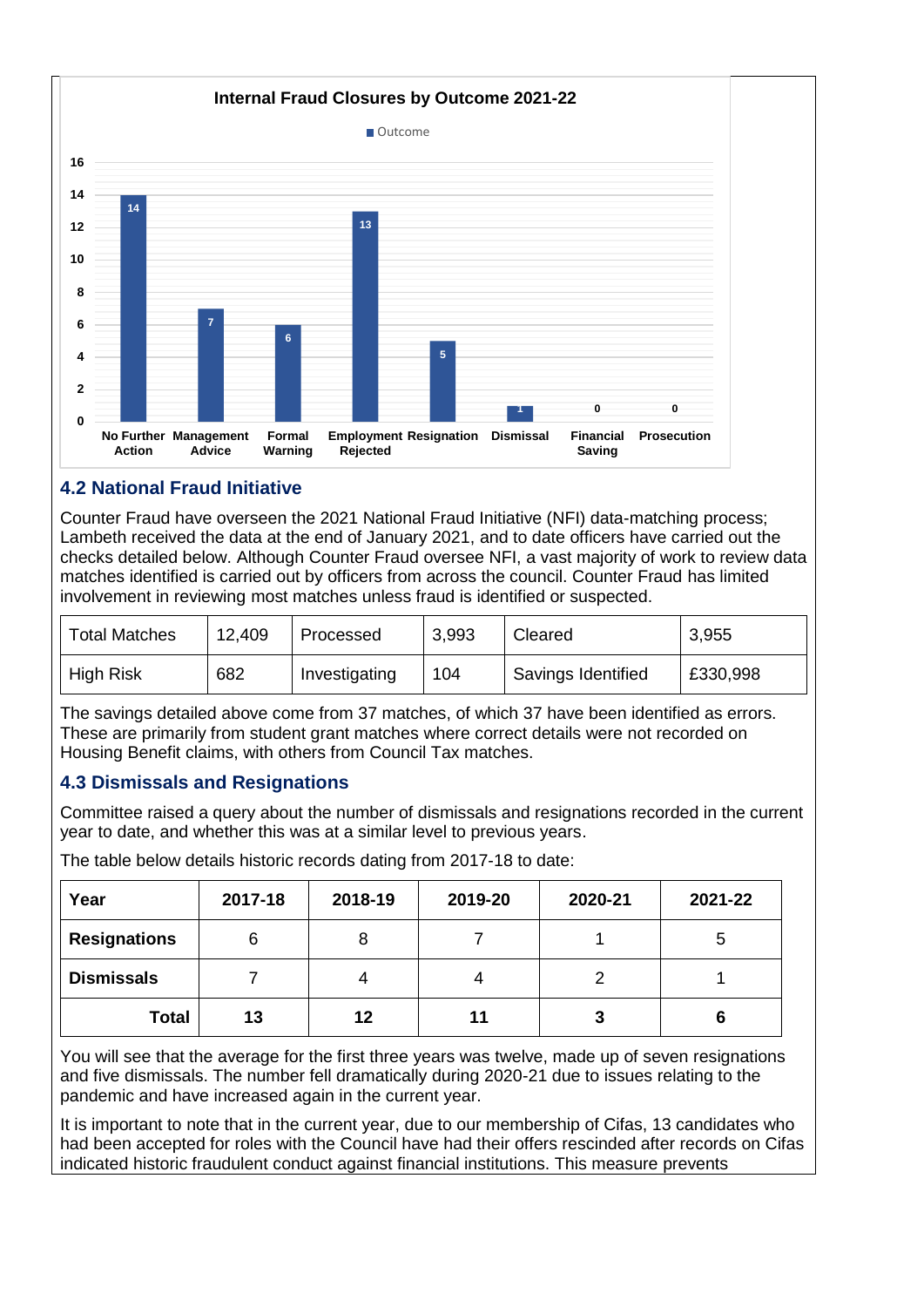**Internal Fraud Closures by Outcome 2021-22**

| Outcome | Count |
|---|---|
| No Further Action | 14 |
| Management Advice | 7 |
| Formal Warning | 6 |
| Employment Rejected | 13 |
| Resignation | 5 |
| Dismissal | 1 |
| Financial Saving | 0 |
| Prosecution | 0 |

### 4.2 National Fraud Initiative

Counter Fraud have overseen the 2021 National Fraud Initiative (NFI) data-matching process; Lambeth received the data at the end of January 2021, and to date officers have carried out the checks detailed below. Although Counter Fraud oversee NFI, a vast majority of work to review data matches identified is carried out by officers from across the council. Counter Fraud has limited involvement in reviewing most matches unless fraud is identified or suspected.

| Total Matches | 12,409 | Processed | 3,993 | Cleared | 3,955 |
|---|---|---|---|---|---|
| High Risk | 682 | Investigating | 104 | Savings Identified | £330,998 |

The savings detailed above come from 37 matches, of which 37 have been identified as errors. These are primarily from student grant matches where correct details were not recorded on Housing Benefit claims, with others from Council Tax matches.

### 4.3 Dismissals and Resignations

Committee raised a query about the number of dismissals and resignations recorded in the current year to date, and whether this was at a similar level to previous years.

The table below details historic records dating from 2017-18 to date:

| Year | 2017-18 | 2018-19 | 2019-20 | 2020-21 | 2021-22 |
|---|---|---|---|---|---|
| **Resignations** | 6 | 8 | 7 | 1 | 5 |
| **Dismissals** | 7 | 4 | 4 | 2 | 1 |
| **Total** | **13** | **12** | **11** | **3** | **6** |

You will see that the average for the first three years was twelve, made up of seven resignations and five dismissals. The number fell dramatically during 2020-21 due to issues relating to the pandemic and have increased again in the current year.

It is important to note that in the current year, due to our membership of Cifas, 13 candidates who had been accepted for roles with the Council have had their offers rescinded after records on Cifas indicated historic fraudulent conduct against financial institutions. This measure prevents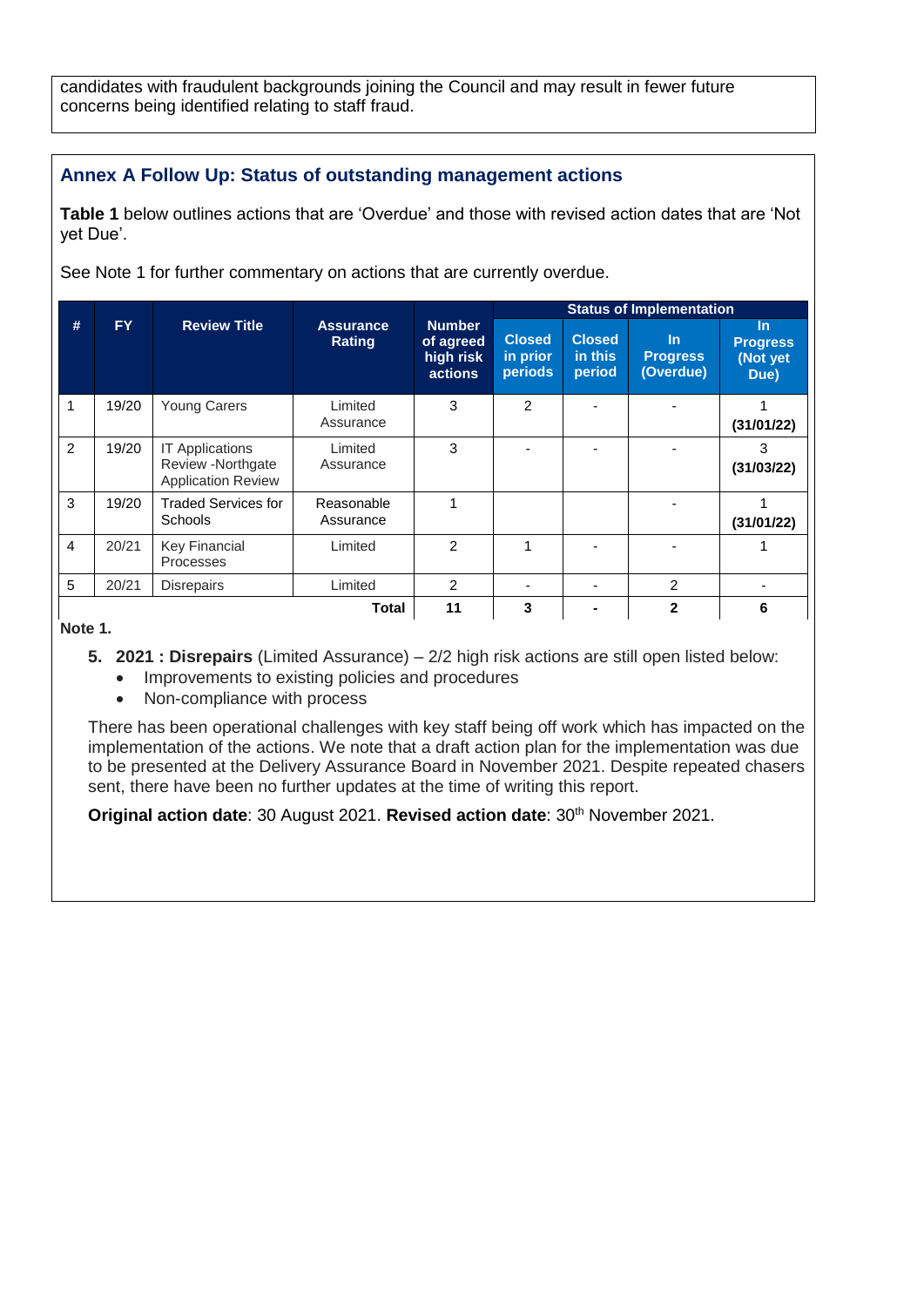candidates with fraudulent backgrounds joining the Council and may result in fewer future concerns being identified relating to staff fraud.

## Annex A Follow Up: Status of outstanding management actions

**Table 1** below outlines actions that are 'Overdue' and those with revised action dates that are 'Not yet Due'.

See Note 1 for further commentary on actions that are currently overdue.

| # | FY | Review Title | Assurance Rating | Number of agreed high risk actions | Status of Implementation | | | |
|---|---|---|---|---|---|---|---|---|
| | | | | | Closed in prior periods | Closed in this period | In Progress (Overdue) | In Progress (Not yet Due) |
| 1 | 19/20 | Young Carers | Limited Assurance | 3 | 2 | - | - | 1 **(31/01/22)** |
| 2 | 19/20 | IT Applications Review -Northgate Application Review | Limited Assurance | 3 | - | - | - | 3 **(31/03/22)** |
| 3 | 19/20 | Traded Services for Schools | Reasonable Assurance | 1 | | | - | 1 **(31/01/22)** |
| 4 | 20/21 | Key Financial Processes | Limited | 2 | 1 | - | - | 1 |
| 5 | 20/21 | Disrepairs | Limited | 2 | - | - | 2 | - |
| | | | **Total** | **11** | **3** | **-** | **2** | **6** |

**Note 1.**

5. **2021 : Disrepairs** (Limited Assurance) – 2/2 high risk actions are still open listed below:
   - Improvements to existing policies and procedures
   - Non-compliance with process

   There has been operational challenges with key staff being off work which has impacted on the implementation of the actions. We note that a draft action plan for the implementation was due to be presented at the Delivery Assurance Board in November 2021. Despite repeated chasers sent, there have been no further updates at the time of writing this report.

   **Original action date**: 30 August 2021. **Revised action date**: 30th November 2021.